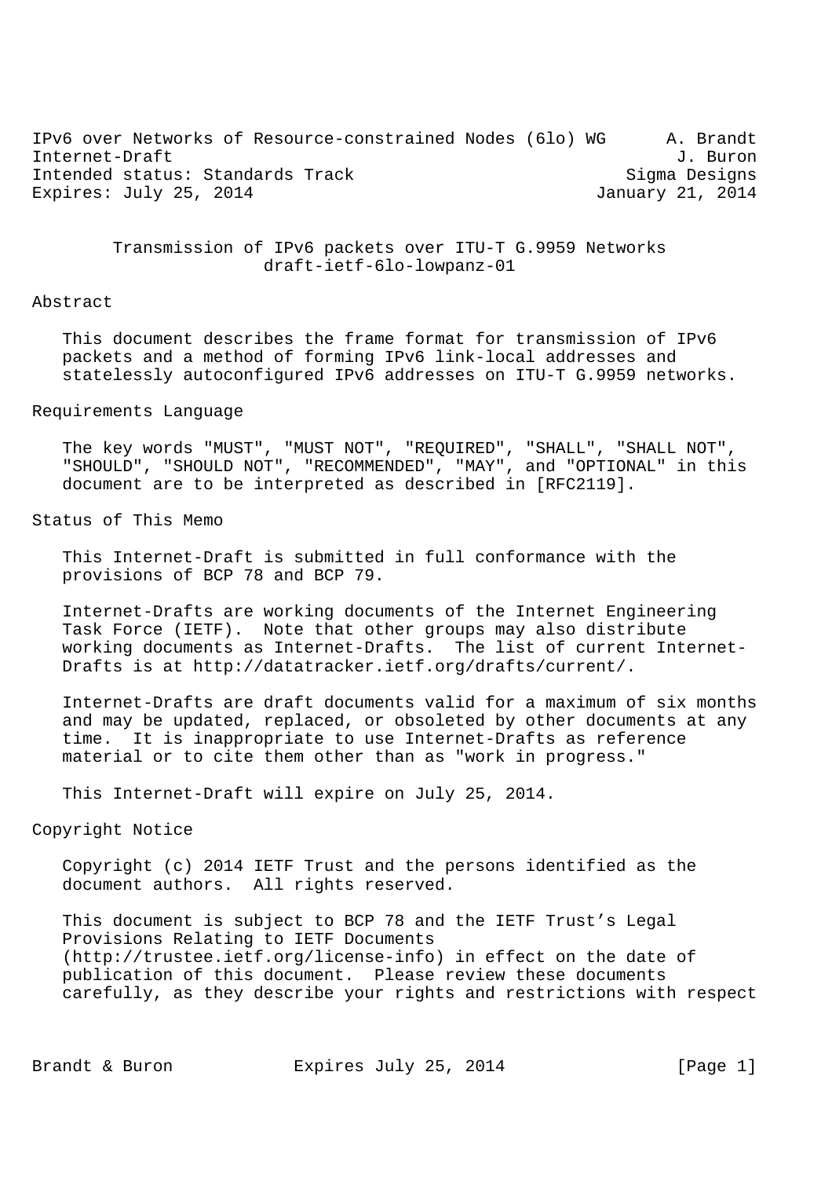IPv6 over Networks of Resource-constrained Nodes (6lo) WG — A. Brandt
Internet-Draft — J. Buron
Intended status: Standards Track — Sigma Designs
Expires: July 25, 2014 — January 21, 2014

# Transmission of IPv6 packets over ITU-T G.9959 Networks
## draft-ietf-6lo-lowpanz-01

## Abstract

This document describes the frame format for transmission of IPv6 packets and a method of forming IPv6 link-local addresses and statelessly autoconfigured IPv6 addresses on ITU-T G.9959 networks.

## Requirements Language

The key words "MUST", "MUST NOT", "REQUIRED", "SHALL", "SHALL NOT", "SHOULD", "SHOULD NOT", "RECOMMENDED", "MAY", and "OPTIONAL" in this document are to be interpreted as described in [RFC2119].

## Status of This Memo

This Internet-Draft is submitted in full conformance with the provisions of BCP 78 and BCP 79.

Internet-Drafts are working documents of the Internet Engineering Task Force (IETF). Note that other groups may also distribute working documents as Internet-Drafts. The list of current Internet-Drafts is at http://datatracker.ietf.org/drafts/current/.

Internet-Drafts are draft documents valid for a maximum of six months and may be updated, replaced, or obsoleted by other documents at any time. It is inappropriate to use Internet-Drafts as reference material or to cite them other than as "work in progress."

This Internet-Draft will expire on July 25, 2014.

## Copyright Notice

Copyright (c) 2014 IETF Trust and the persons identified as the document authors. All rights reserved.

This document is subject to BCP 78 and the IETF Trust's Legal Provisions Relating to IETF Documents (http://trustee.ietf.org/license-info) in effect on the date of publication of this document. Please review these documents carefully, as they describe your rights and restrictions with respect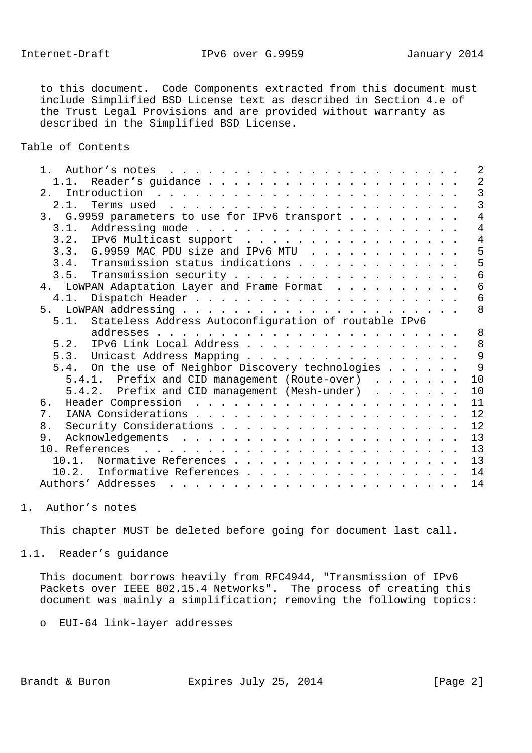to this document. Code Components extracted from this document must include Simplified BSD License text as described in Section 4.e of the Trust Legal Provisions and are provided without warranty as described in the Simplified BSD License.

Table of Contents

```
   1.  Author's notes . . . . . . . . . . . . . . . . . . . . . . .   2
     1.1.  Reader's guidance . . . . . . . . . . . . . . . . . . . .   2
   2.  Introduction . . . . . . . . . . . . . . . . . . . . . . . .   3
     2.1.  Terms used . . . . . . . . . . . . . . . . . . . . . . .   3
   3.  G.9959 parameters to use for IPv6 transport . . . . . . . . .   4
     3.1.  Addressing mode . . . . . . . . . . . . . . . . . . . . .   4
     3.2.  IPv6 Multicast support . . . . . . . . . . . . . . . . .   4
     3.3.  G.9959 MAC PDU size and IPv6 MTU . . . . . . . . . . . .   5
     3.4.  Transmission status indications . . . . . . . . . . . . .   5
     3.5.  Transmission security . . . . . . . . . . . . . . . . . .   6
   4.  LoWPAN Adaptation Layer and Frame Format . . . . . . . . . .   6
     4.1.  Dispatch Header . . . . . . . . . . . . . . . . . . . . .   6
   5.  LoWPAN addressing . . . . . . . . . . . . . . . . . . . . . .   8
     5.1.  Stateless Address Autoconfiguration of routable IPv6
           addresses . . . . . . . . . . . . . . . . . . . . . . . .   8
     5.2.  IPv6 Link Local Address . . . . . . . . . . . . . . . . .   8
     5.3.  Unicast Address Mapping . . . . . . . . . . . . . . . . .   9
     5.4.  On the use of Neighbor Discovery technologies . . . . . .   9
       5.4.1.  Prefix and CID management (Route-over)  . . . . . . .  10
       5.4.2.  Prefix and CID management (Mesh-under)  . . . . . . .  10
   6.  Header Compression  . . . . . . . . . . . . . . . . . . . . .  11
   7.  IANA Considerations . . . . . . . . . . . . . . . . . . . . .  12
   8.  Security Considerations . . . . . . . . . . . . . . . . . . .  12
   9.  Acknowledgements  . . . . . . . . . . . . . . . . . . . . . .  13
   10. References  . . . . . . . . . . . . . . . . . . . . . . . . .  13
     10.1.  Normative References . . . . . . . . . . . . . . . . . .  13
     10.2.  Informative References . . . . . . . . . . . . . . . . .  14
   Authors' Addresses  . . . . . . . . . . . . . . . . . . . . . . .  14
```

# 1. Author's notes

This chapter MUST be deleted before going for document last call.

## 1.1. Reader's guidance

This document borrows heavily from RFC4944, "Transmission of IPv6 Packets over IEEE 802.15.4 Networks". The process of creating this document was mainly a simplification; removing the following topics:

- EUI-64 link-layer addresses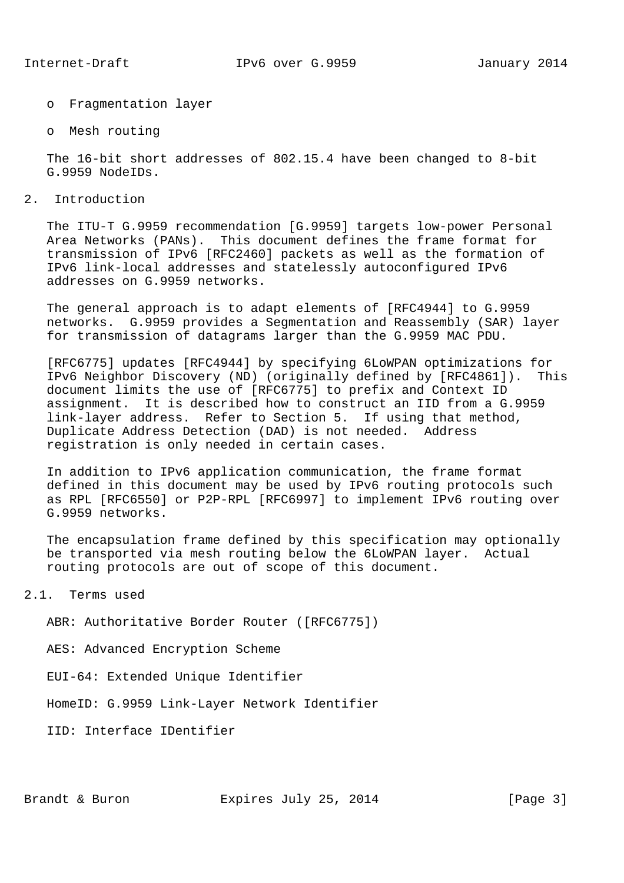- Fragmentation layer
- Mesh routing

The 16-bit short addresses of 802.15.4 have been changed to 8-bit G.9959 NodeIDs.

## 2. Introduction

The ITU-T G.9959 recommendation [G.9959] targets low-power Personal Area Networks (PANs). This document defines the frame format for transmission of IPv6 [RFC2460] packets as well as the formation of IPv6 link-local addresses and statelessly autoconfigured IPv6 addresses on G.9959 networks.

The general approach is to adapt elements of [RFC4944] to G.9959 networks. G.9959 provides a Segmentation and Reassembly (SAR) layer for transmission of datagrams larger than the G.9959 MAC PDU.

[RFC6775] updates [RFC4944] by specifying 6LoWPAN optimizations for IPv6 Neighbor Discovery (ND) (originally defined by [RFC4861]). This document limits the use of [RFC6775] to prefix and Context ID assignment. It is described how to construct an IID from a G.9959 link-layer address. Refer to Section 5. If using that method, Duplicate Address Detection (DAD) is not needed. Address registration is only needed in certain cases.

In addition to IPv6 application communication, the frame format defined in this document may be used by IPv6 routing protocols such as RPL [RFC6550] or P2P-RPL [RFC6997] to implement IPv6 routing over G.9959 networks.

The encapsulation frame defined by this specification may optionally be transported via mesh routing below the 6LoWPAN layer. Actual routing protocols are out of scope of this document.

### 2.1. Terms used

ABR: Authoritative Border Router ([RFC6775])

AES: Advanced Encryption Scheme

EUI-64: Extended Unique Identifier

HomeID: G.9959 Link-Layer Network Identifier

IID: Interface IDentifier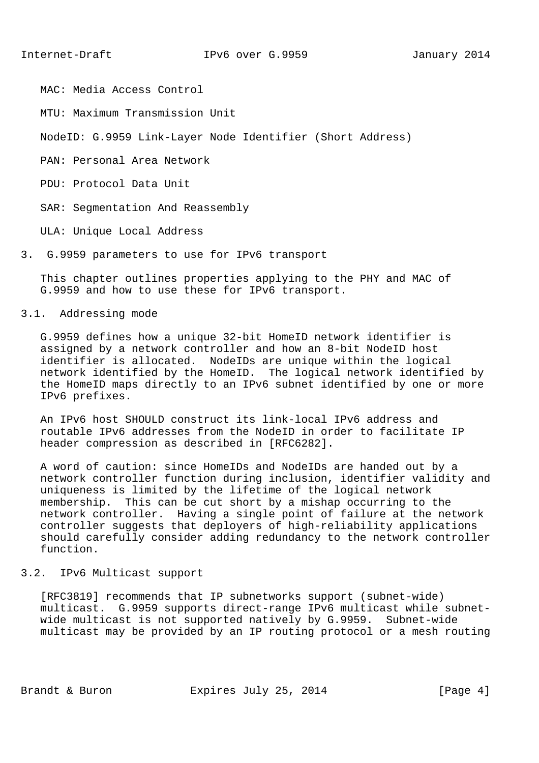MAC: Media Access Control

MTU: Maximum Transmission Unit

NodeID: G.9959 Link-Layer Node Identifier (Short Address)

PAN: Personal Area Network

PDU: Protocol Data Unit

SAR: Segmentation And Reassembly

ULA: Unique Local Address

## 3. G.9959 parameters to use for IPv6 transport

This chapter outlines properties applying to the PHY and MAC of G.9959 and how to use these for IPv6 transport.

### 3.1. Addressing mode

G.9959 defines how a unique 32-bit HomeID network identifier is assigned by a network controller and how an 8-bit NodeID host identifier is allocated. NodeIDs are unique within the logical network identified by the HomeID. The logical network identified by the HomeID maps directly to an IPv6 subnet identified by one or more IPv6 prefixes.

An IPv6 host SHOULD construct its link-local IPv6 address and routable IPv6 addresses from the NodeID in order to facilitate IP header compression as described in [RFC6282].

A word of caution: since HomeIDs and NodeIDs are handed out by a network controller function during inclusion, identifier validity and uniqueness is limited by the lifetime of the logical network membership. This can be cut short by a mishap occurring to the network controller. Having a single point of failure at the network controller suggests that deployers of high-reliability applications should carefully consider adding redundancy to the network controller function.

### 3.2. IPv6 Multicast support

[RFC3819] recommends that IP subnetworks support (subnet-wide) multicast. G.9959 supports direct-range IPv6 multicast while subnet-wide multicast is not supported natively by G.9959. Subnet-wide multicast may be provided by an IP routing protocol or a mesh routing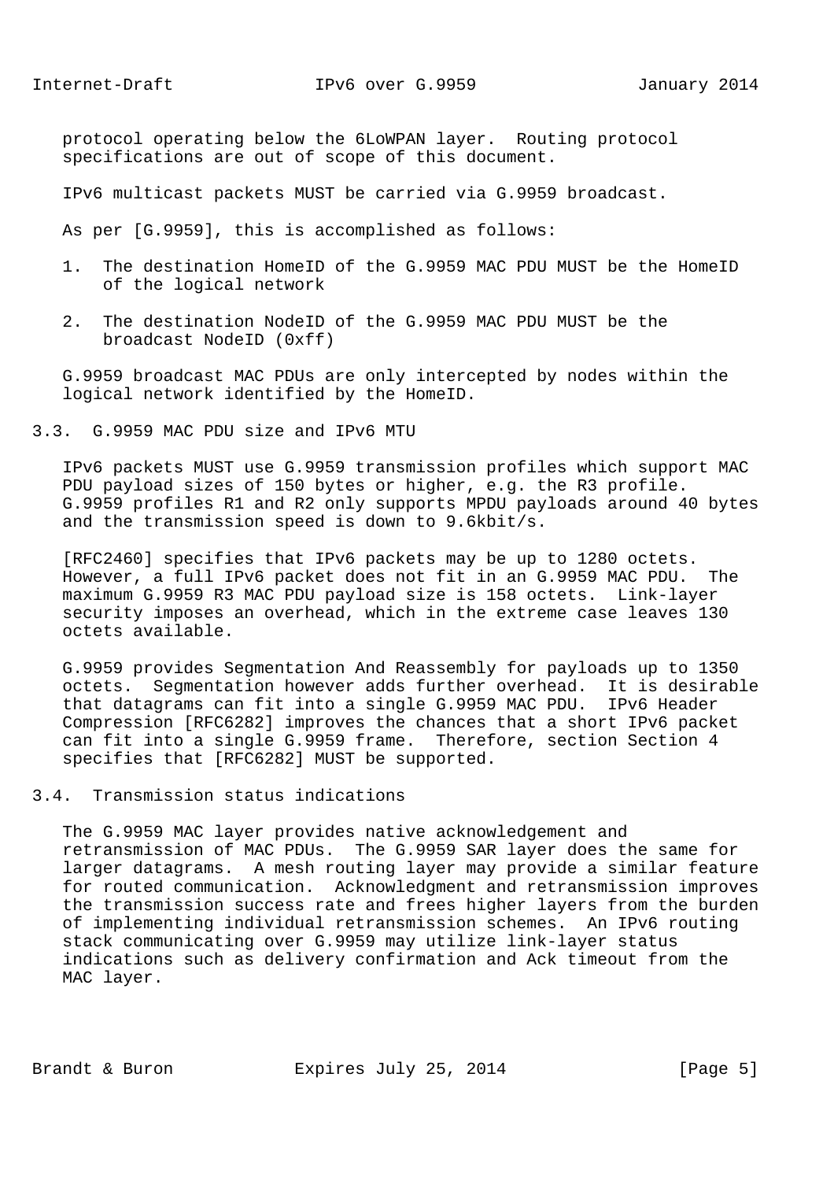protocol operating below the 6LoWPAN layer. Routing protocol specifications are out of scope of this document.

IPv6 multicast packets MUST be carried via G.9959 broadcast.

As per [G.9959], this is accomplished as follows:

1. The destination HomeID of the G.9959 MAC PDU MUST be the HomeID of the logical network

2. The destination NodeID of the G.9959 MAC PDU MUST be the broadcast NodeID (0xff)

G.9959 broadcast MAC PDUs are only intercepted by nodes within the logical network identified by the HomeID.

### 3.3. G.9959 MAC PDU size and IPv6 MTU

IPv6 packets MUST use G.9959 transmission profiles which support MAC PDU payload sizes of 150 bytes or higher, e.g. the R3 profile. G.9959 profiles R1 and R2 only supports MPDU payloads around 40 bytes and the transmission speed is down to 9.6kbit/s.

[RFC2460] specifies that IPv6 packets may be up to 1280 octets. However, a full IPv6 packet does not fit in an G.9959 MAC PDU. The maximum G.9959 R3 MAC PDU payload size is 158 octets. Link-layer security imposes an overhead, which in the extreme case leaves 130 octets available.

G.9959 provides Segmentation And Reassembly for payloads up to 1350 octets. Segmentation however adds further overhead. It is desirable that datagrams can fit into a single G.9959 MAC PDU. IPv6 Header Compression [RFC6282] improves the chances that a short IPv6 packet can fit into a single G.9959 frame. Therefore, section Section 4 specifies that [RFC6282] MUST be supported.

### 3.4. Transmission status indications

The G.9959 MAC layer provides native acknowledgement and retransmission of MAC PDUs. The G.9959 SAR layer does the same for larger datagrams. A mesh routing layer may provide a similar feature for routed communication. Acknowledgment and retransmission improves the transmission success rate and frees higher layers from the burden of implementing individual retransmission schemes. An IPv6 routing stack communicating over G.9959 may utilize link-layer status indications such as delivery confirmation and Ack timeout from the MAC layer.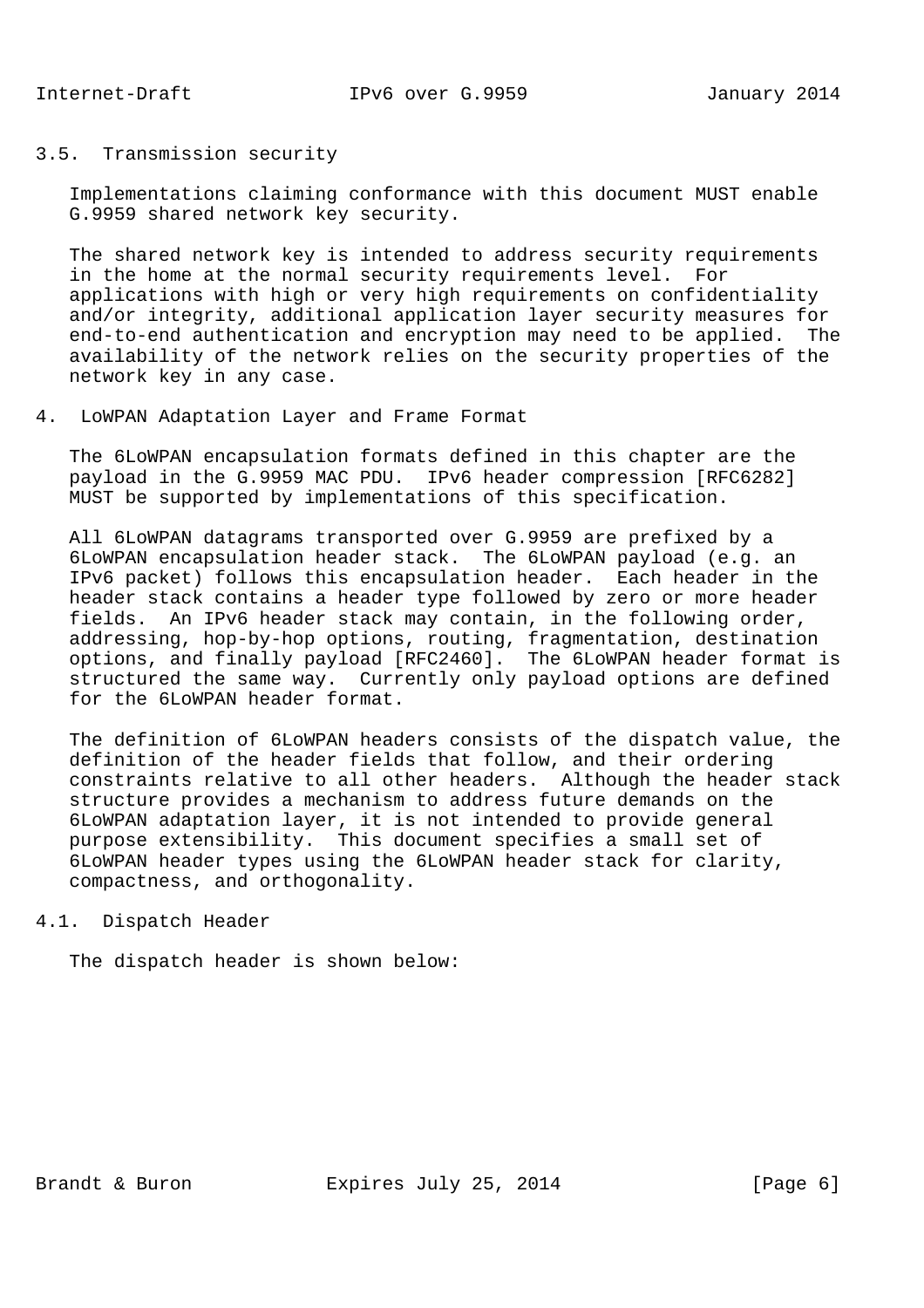### 3.5. Transmission security

Implementations claiming conformance with this document MUST enable G.9959 shared network key security.

The shared network key is intended to address security requirements in the home at the normal security requirements level. For applications with high or very high requirements on confidentiality and/or integrity, additional application layer security measures for end-to-end authentication and encryption may need to be applied. The availability of the network relies on the security properties of the network key in any case.

## 4. LoWPAN Adaptation Layer and Frame Format

The 6LoWPAN encapsulation formats defined in this chapter are the payload in the G.9959 MAC PDU. IPv6 header compression [RFC6282] MUST be supported by implementations of this specification.

All 6LoWPAN datagrams transported over G.9959 are prefixed by a 6LoWPAN encapsulation header stack. The 6LoWPAN payload (e.g. an IPv6 packet) follows this encapsulation header. Each header in the header stack contains a header type followed by zero or more header fields. An IPv6 header stack may contain, in the following order, addressing, hop-by-hop options, routing, fragmentation, destination options, and finally payload [RFC2460]. The 6LoWPAN header format is structured the same way. Currently only payload options are defined for the 6LoWPAN header format.

The definition of 6LoWPAN headers consists of the dispatch value, the definition of the header fields that follow, and their ordering constraints relative to all other headers. Although the header stack structure provides a mechanism to address future demands on the 6LoWPAN adaptation layer, it is not intended to provide general purpose extensibility. This document specifies a small set of 6LoWPAN header types using the 6LoWPAN header stack for clarity, compactness, and orthogonality.

### 4.1. Dispatch Header

The dispatch header is shown below: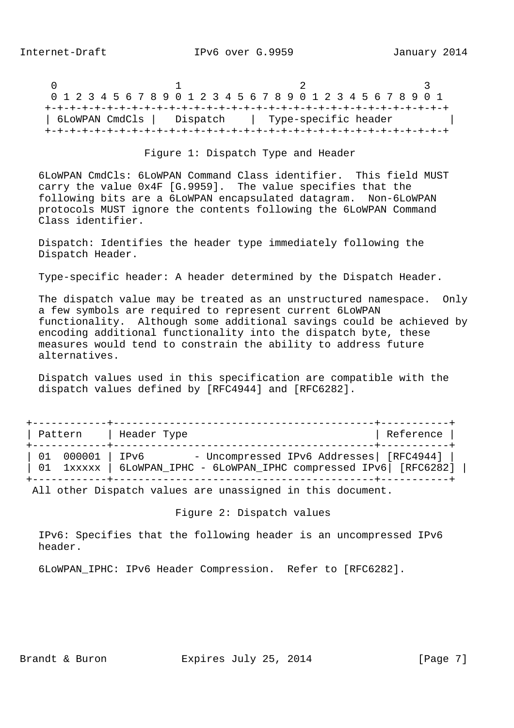```
     0                   1                   2                   3
     0 1 2 3 4 5 6 7 8 9 0 1 2 3 4 5 6 7 8 9 0 1 2 3 4 5 6 7 8 9 0 1
    +-+-+-+-+-+-+-+-+-+-+-+-+-+-+-+-+-+-+-+-+-+-+-+-+-+-+-+-+-+-+-+-+
    | 6LoWPAN CmdCls |   Dispatch    |  Type-specific header         |
    +-+-+-+-+-+-+-+-+-+-+-+-+-+-+-+-+-+-+-+-+-+-+-+-+-+-+-+-+-+-+-+-+
```

Figure 1: Dispatch Type and Header

6LoWPAN CmdCls: 6LoWPAN Command Class identifier. This field MUST carry the value 0x4F [G.9959]. The value specifies that the following bits are a 6LoWPAN encapsulated datagram. Non-6LoWPAN protocols MUST ignore the contents following the 6LoWPAN Command Class identifier.

Dispatch: Identifies the header type immediately following the Dispatch Header.

Type-specific header: A header determined by the Dispatch Header.

The dispatch value may be treated as an unstructured namespace. Only a few symbols are required to represent current 6LoWPAN functionality. Although some additional savings could be achieved by encoding additional functionality into the dispatch byte, these measures would tend to constrain the ability to address future alternatives.

Dispatch values used in this specification are compatible with the dispatch values defined by [RFC4944] and [RFC6282].

| Pattern | Header Type | Reference |
|---|---|---|
| 01 000001 | IPv6 - Uncompressed IPv6 Addresses | [RFC4944] |
| 01 1xxxxx | 6LoWPAN_IPHC - 6LoWPAN_IPHC compressed IPv6 | [RFC6282] |

All other Dispatch values are unassigned in this document.

Figure 2: Dispatch values

IPv6: Specifies that the following header is an uncompressed IPv6 header.

6LoWPAN_IPHC: IPv6 Header Compression. Refer to [RFC6282].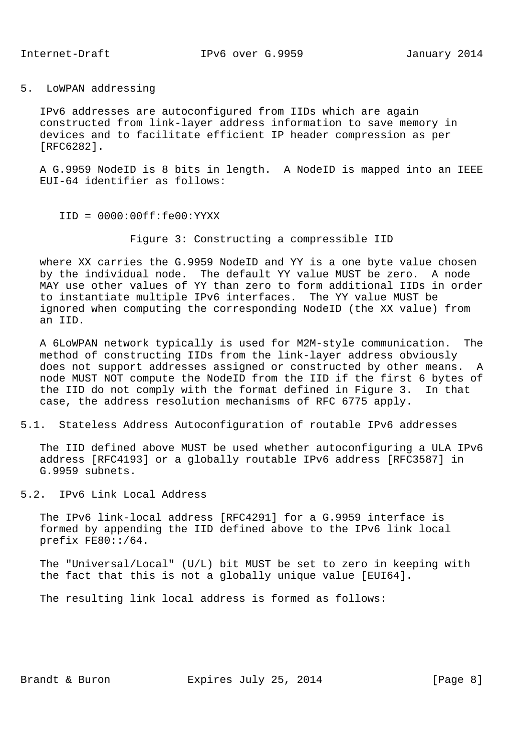## 5. LoWPAN addressing

IPv6 addresses are autoconfigured from IIDs which are again constructed from link-layer address information to save memory in devices and to facilitate efficient IP header compression as per [RFC6282].

A G.9959 NodeID is 8 bits in length. A NodeID is mapped into an IEEE EUI-64 identifier as follows:

```
IID = 0000:00ff:fe00:YYXX
```

Figure 3: Constructing a compressible IID

where XX carries the G.9959 NodeID and YY is a one byte value chosen by the individual node. The default YY value MUST be zero. A node MAY use other values of YY than zero to form additional IIDs in order to instantiate multiple IPv6 interfaces. The YY value MUST be ignored when computing the corresponding NodeID (the XX value) from an IID.

A 6LoWPAN network typically is used for M2M-style communication. The method of constructing IIDs from the link-layer address obviously does not support addresses assigned or constructed by other means. A node MUST NOT compute the NodeID from the IID if the first 6 bytes of the IID do not comply with the format defined in Figure 3. In that case, the address resolution mechanisms of RFC 6775 apply.

### 5.1. Stateless Address Autoconfiguration of routable IPv6 addresses

The IID defined above MUST be used whether autoconfiguring a ULA IPv6 address [RFC4193] or a globally routable IPv6 address [RFC3587] in G.9959 subnets.

### 5.2. IPv6 Link Local Address

The IPv6 link-local address [RFC4291] for a G.9959 interface is formed by appending the IID defined above to the IPv6 link local prefix FE80::/64.

The "Universal/Local" (U/L) bit MUST be set to zero in keeping with the fact that this is not a globally unique value [EUI64].

The resulting link local address is formed as follows: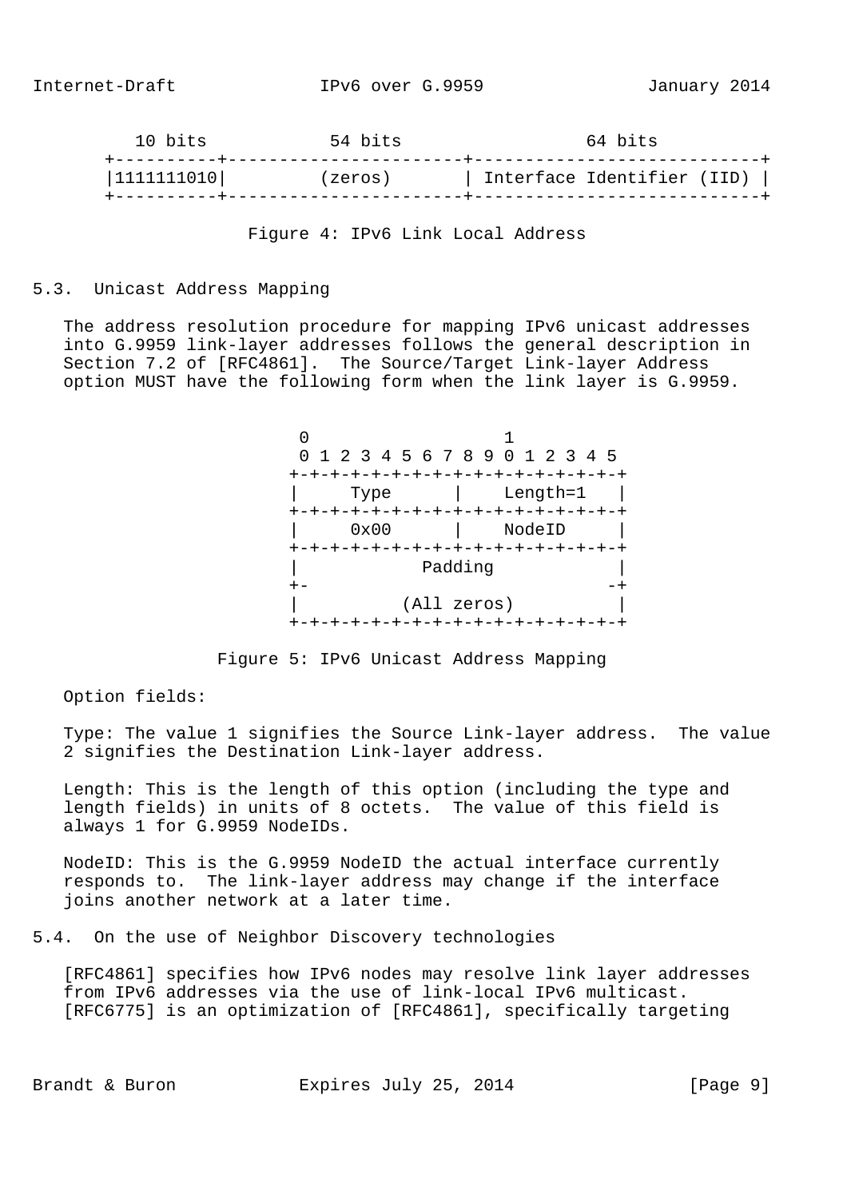```
   10 bits            54 bits                  64 bits
+----------+-----------------------+----------------------------+
|1111111010|        (zeros)        | Interface Identifier (IID) |
+----------+-----------------------+----------------------------+
```

Figure 4: IPv6 Link Local Address

### 5.3. Unicast Address Mapping

The address resolution procedure for mapping IPv6 unicast addresses into G.9959 link-layer addresses follows the general description in Section 7.2 of [RFC4861]. The Source/Target Link-layer Address option MUST have the following form when the link layer is G.9959.

```
 0                   1
 0 1 2 3 4 5 6 7 8 9 0 1 2 3 4 5
+-+-+-+-+-+-+-+-+-+-+-+-+-+-+-+-+
|     Type      |    Length=1   |
+-+-+-+-+-+-+-+-+-+-+-+-+-+-+-+-+
|     0x00      |    NodeID     |
+-+-+-+-+-+-+-+-+-+-+-+-+-+-+-+-+
|            Padding            |
+-                             -+
|          (All zeros)          |
+-+-+-+-+-+-+-+-+-+-+-+-+-+-+-+-+
```

Figure 5: IPv6 Unicast Address Mapping

Option fields:

Type: The value 1 signifies the Source Link-layer address. The value 2 signifies the Destination Link-layer address.

Length: This is the length of this option (including the type and length fields) in units of 8 octets. The value of this field is always 1 for G.9959 NodeIDs.

NodeID: This is the G.9959 NodeID the actual interface currently responds to. The link-layer address may change if the interface joins another network at a later time.

### 5.4. On the use of Neighbor Discovery technologies

[RFC4861] specifies how IPv6 nodes may resolve link layer addresses from IPv6 addresses via the use of link-local IPv6 multicast. [RFC6775] is an optimization of [RFC4861], specifically targeting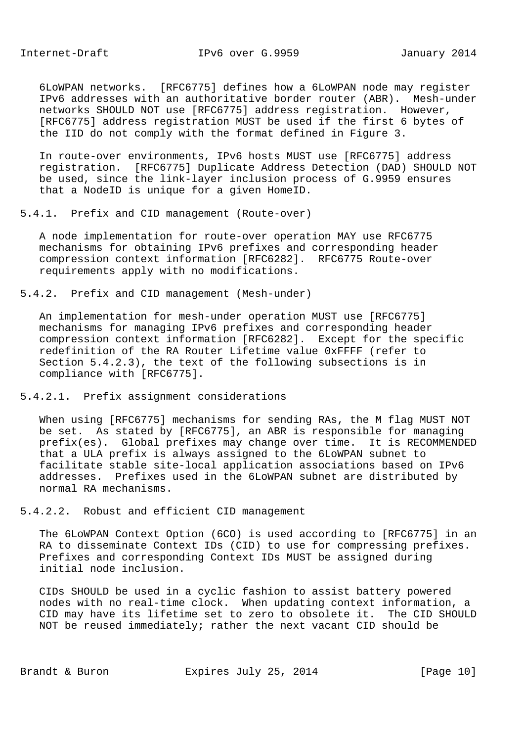6LoWPAN networks. [RFC6775] defines how a 6LoWPAN node may register IPv6 addresses with an authoritative border router (ABR). Mesh-under networks SHOULD NOT use [RFC6775] address registration. However, [RFC6775] address registration MUST be used if the first 6 bytes of the IID do not comply with the format defined in Figure 3.

In route-over environments, IPv6 hosts MUST use [RFC6775] address registration. [RFC6775] Duplicate Address Detection (DAD) SHOULD NOT be used, since the link-layer inclusion process of G.9959 ensures that a NodeID is unique for a given HomeID.

### 5.4.1. Prefix and CID management (Route-over)

A node implementation for route-over operation MAY use RFC6775 mechanisms for obtaining IPv6 prefixes and corresponding header compression context information [RFC6282]. RFC6775 Route-over requirements apply with no modifications.

### 5.4.2. Prefix and CID management (Mesh-under)

An implementation for mesh-under operation MUST use [RFC6775] mechanisms for managing IPv6 prefixes and corresponding header compression context information [RFC6282]. Except for the specific redefinition of the RA Router Lifetime value 0xFFFF (refer to Section 5.4.2.3), the text of the following subsections is in compliance with [RFC6775].

#### 5.4.2.1. Prefix assignment considerations

When using [RFC6775] mechanisms for sending RAs, the M flag MUST NOT be set. As stated by [RFC6775], an ABR is responsible for managing prefix(es). Global prefixes may change over time. It is RECOMMENDED that a ULA prefix is always assigned to the 6LoWPAN subnet to facilitate stable site-local application associations based on IPv6 addresses. Prefixes used in the 6LoWPAN subnet are distributed by normal RA mechanisms.

#### 5.4.2.2. Robust and efficient CID management

The 6LoWPAN Context Option (6CO) is used according to [RFC6775] in an RA to disseminate Context IDs (CID) to use for compressing prefixes. Prefixes and corresponding Context IDs MUST be assigned during initial node inclusion.

CIDs SHOULD be used in a cyclic fashion to assist battery powered nodes with no real-time clock. When updating context information, a CID may have its lifetime set to zero to obsolete it. The CID SHOULD NOT be reused immediately; rather the next vacant CID should be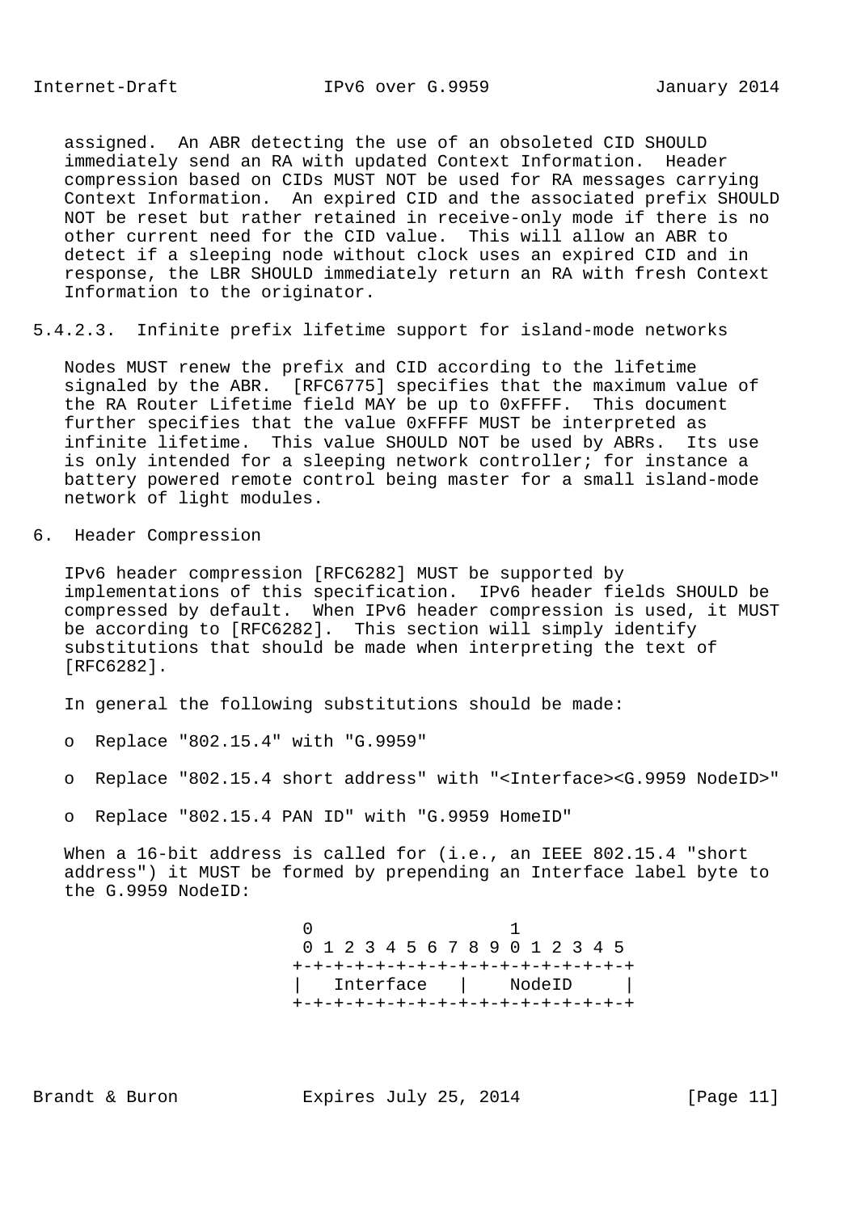assigned. An ABR detecting the use of an obsoleted CID SHOULD immediately send an RA with updated Context Information. Header compression based on CIDs MUST NOT be used for RA messages carrying Context Information. An expired CID and the associated prefix SHOULD NOT be reset but rather retained in receive-only mode if there is no other current need for the CID value. This will allow an ABR to detect if a sleeping node without clock uses an expired CID and in response, the LBR SHOULD immediately return an RA with fresh Context Information to the originator.

#### 5.4.2.3. Infinite prefix lifetime support for island-mode networks

Nodes MUST renew the prefix and CID according to the lifetime signaled by the ABR. [RFC6775] specifies that the maximum value of the RA Router Lifetime field MAY be up to 0xFFFF. This document further specifies that the value 0xFFFF MUST be interpreted as infinite lifetime. This value SHOULD NOT be used by ABRs. Its use is only intended for a sleeping network controller; for instance a battery powered remote control being master for a small island-mode network of light modules.

## 6. Header Compression

IPv6 header compression [RFC6282] MUST be supported by implementations of this specification. IPv6 header fields SHOULD be compressed by default. When IPv6 header compression is used, it MUST be according to [RFC6282]. This section will simply identify substitutions that should be made when interpreting the text of [RFC6282].

In general the following substitutions should be made:

- Replace "802.15.4" with "G.9959"
- Replace "802.15.4 short address" with "<Interface><G.9959 NodeID>"
- Replace "802.15.4 PAN ID" with "G.9959 HomeID"

When a 16-bit address is called for (i.e., an IEEE 802.15.4 "short address") it MUST be formed by prepending an Interface label byte to the G.9959 NodeID:

```
 0                   1
 0 1 2 3 4 5 6 7 8 9 0 1 2 3 4 5
+-+-+-+-+-+-+-+-+-+-+-+-+-+-+-+-+
|   Interface   |    NodeID     |
+-+-+-+-+-+-+-+-+-+-+-+-+-+-+-+-+
```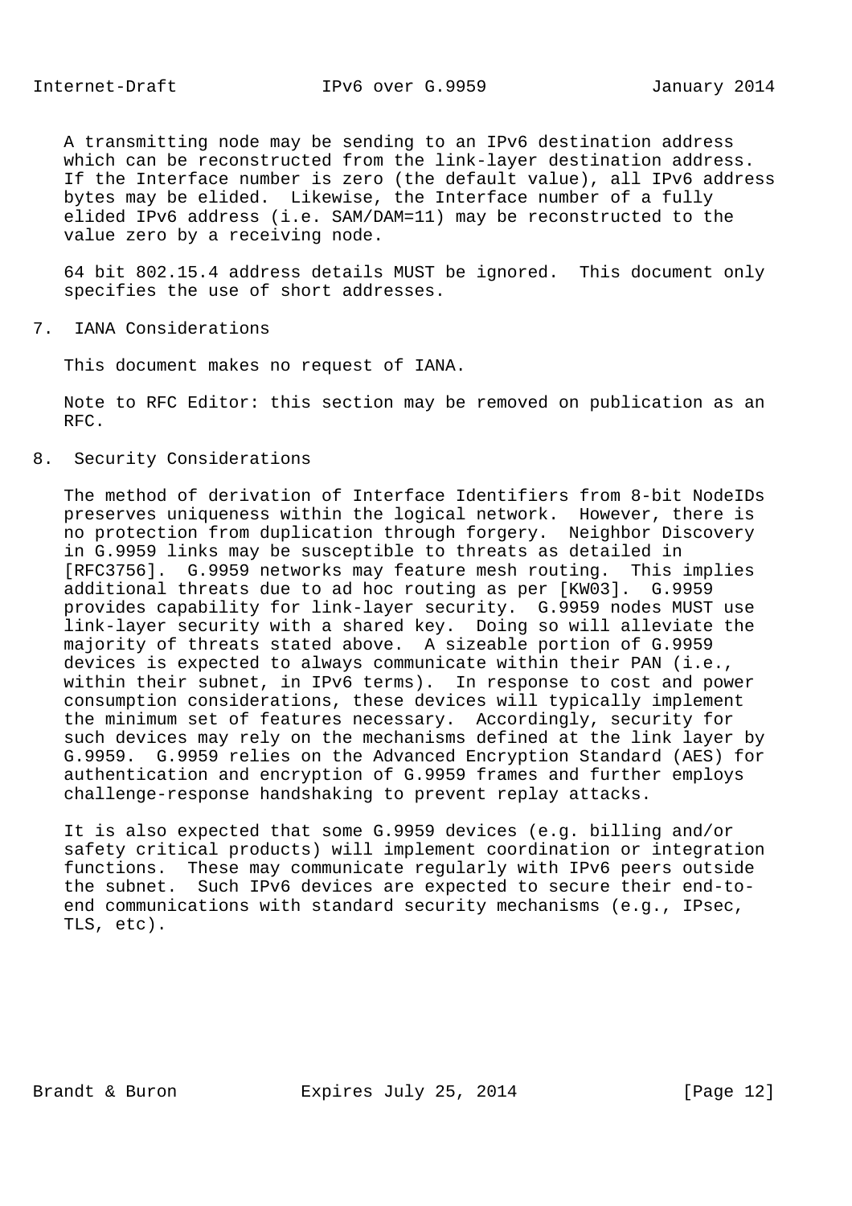A transmitting node may be sending to an IPv6 destination address which can be reconstructed from the link-layer destination address. If the Interface number is zero (the default value), all IPv6 address bytes may be elided. Likewise, the Interface number of a fully elided IPv6 address (i.e. SAM/DAM=11) may be reconstructed to the value zero by a receiving node.

64 bit 802.15.4 address details MUST be ignored. This document only specifies the use of short addresses.

## 7. IANA Considerations

This document makes no request of IANA.

Note to RFC Editor: this section may be removed on publication as an RFC.

## 8. Security Considerations

The method of derivation of Interface Identifiers from 8-bit NodeIDs preserves uniqueness within the logical network. However, there is no protection from duplication through forgery. Neighbor Discovery in G.9959 links may be susceptible to threats as detailed in [RFC3756]. G.9959 networks may feature mesh routing. This implies additional threats due to ad hoc routing as per [KW03]. G.9959 provides capability for link-layer security. G.9959 nodes MUST use link-layer security with a shared key. Doing so will alleviate the majority of threats stated above. A sizeable portion of G.9959 devices is expected to always communicate within their PAN (i.e., within their subnet, in IPv6 terms). In response to cost and power consumption considerations, these devices will typically implement the minimum set of features necessary. Accordingly, security for such devices may rely on the mechanisms defined at the link layer by G.9959. G.9959 relies on the Advanced Encryption Standard (AES) for authentication and encryption of G.9959 frames and further employs challenge-response handshaking to prevent replay attacks.

It is also expected that some G.9959 devices (e.g. billing and/or safety critical products) will implement coordination or integration functions. These may communicate regularly with IPv6 peers outside the subnet. Such IPv6 devices are expected to secure their end-to-end communications with standard security mechanisms (e.g., IPsec, TLS, etc).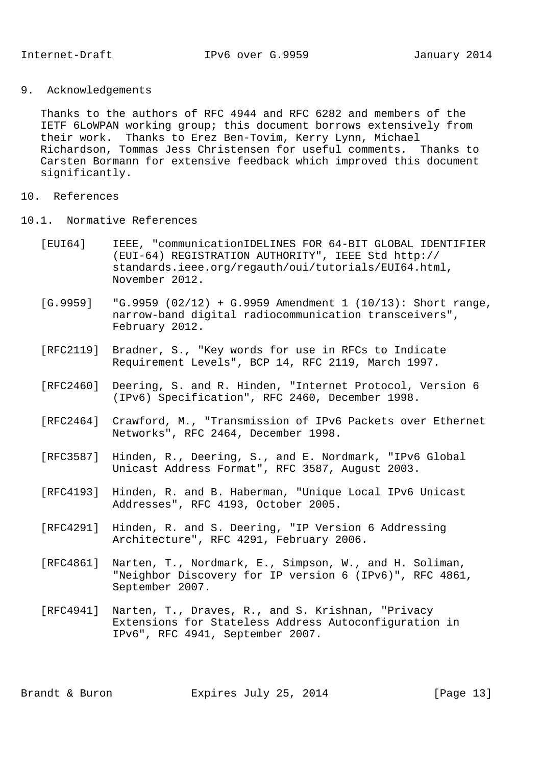## 9. Acknowledgements

Thanks to the authors of RFC 4944 and RFC 6282 and members of the IETF 6LoWPAN working group; this document borrows extensively from their work. Thanks to Erez Ben-Tovim, Kerry Lynn, Michael Richardson, Tommas Jess Christensen for useful comments. Thanks to Carsten Bormann for extensive feedback which improved this document significantly.

## 10. References

### 10.1. Normative References

[EUI64] IEEE, "communicationIDELINES FOR 64-BIT GLOBAL IDENTIFIER (EUI-64) REGISTRATION AUTHORITY", IEEE Std http://standards.ieee.org/regauth/oui/tutorials/EUI64.html, November 2012.

[G.9959] "G.9959 (02/12) + G.9959 Amendment 1 (10/13): Short range, narrow-band digital radiocommunication transceivers", February 2012.

[RFC2119] Bradner, S., "Key words for use in RFCs to Indicate Requirement Levels", BCP 14, RFC 2119, March 1997.

[RFC2460] Deering, S. and R. Hinden, "Internet Protocol, Version 6 (IPv6) Specification", RFC 2460, December 1998.

[RFC2464] Crawford, M., "Transmission of IPv6 Packets over Ethernet Networks", RFC 2464, December 1998.

[RFC3587] Hinden, R., Deering, S., and E. Nordmark, "IPv6 Global Unicast Address Format", RFC 3587, August 2003.

[RFC4193] Hinden, R. and B. Haberman, "Unique Local IPv6 Unicast Addresses", RFC 4193, October 2005.

[RFC4291] Hinden, R. and S. Deering, "IP Version 6 Addressing Architecture", RFC 4291, February 2006.

[RFC4861] Narten, T., Nordmark, E., Simpson, W., and H. Soliman, "Neighbor Discovery for IP version 6 (IPv6)", RFC 4861, September 2007.

[RFC4941] Narten, T., Draves, R., and S. Krishnan, "Privacy Extensions for Stateless Address Autoconfiguration in IPv6", RFC 4941, September 2007.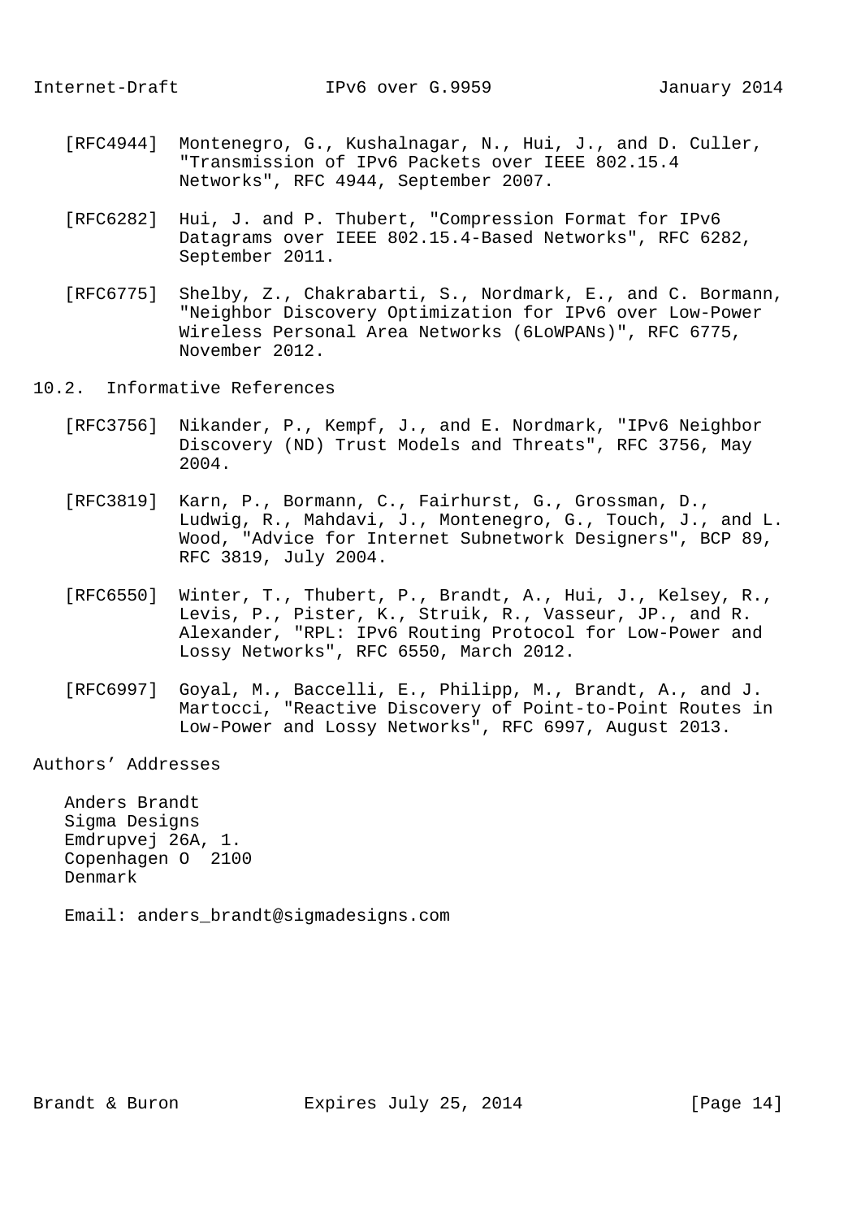[RFC4944] Montenegro, G., Kushalnagar, N., Hui, J., and D. Culler, "Transmission of IPv6 Packets over IEEE 802.15.4 Networks", RFC 4944, September 2007.

[RFC6282] Hui, J. and P. Thubert, "Compression Format for IPv6 Datagrams over IEEE 802.15.4-Based Networks", RFC 6282, September 2011.

[RFC6775] Shelby, Z., Chakrabarti, S., Nordmark, E., and C. Bormann, "Neighbor Discovery Optimization for IPv6 over Low-Power Wireless Personal Area Networks (6LoWPANs)", RFC 6775, November 2012.

### 10.2. Informative References

[RFC3756] Nikander, P., Kempf, J., and E. Nordmark, "IPv6 Neighbor Discovery (ND) Trust Models and Threats", RFC 3756, May 2004.

[RFC3819] Karn, P., Bormann, C., Fairhurst, G., Grossman, D., Ludwig, R., Mahdavi, J., Montenegro, G., Touch, J., and L. Wood, "Advice for Internet Subnetwork Designers", BCP 89, RFC 3819, July 2004.

[RFC6550] Winter, T., Thubert, P., Brandt, A., Hui, J., Kelsey, R., Levis, P., Pister, K., Struik, R., Vasseur, JP., and R. Alexander, "RPL: IPv6 Routing Protocol for Low-Power and Lossy Networks", RFC 6550, March 2012.

[RFC6997] Goyal, M., Baccelli, E., Philipp, M., Brandt, A., and J. Martocci, "Reactive Discovery of Point-to-Point Routes in Low-Power and Lossy Networks", RFC 6997, August 2013.

## Authors' Addresses

Anders Brandt
Sigma Designs
Emdrupvej 26A, 1.
Copenhagen O  2100
Denmark

Email: anders_brandt@sigmadesigns.com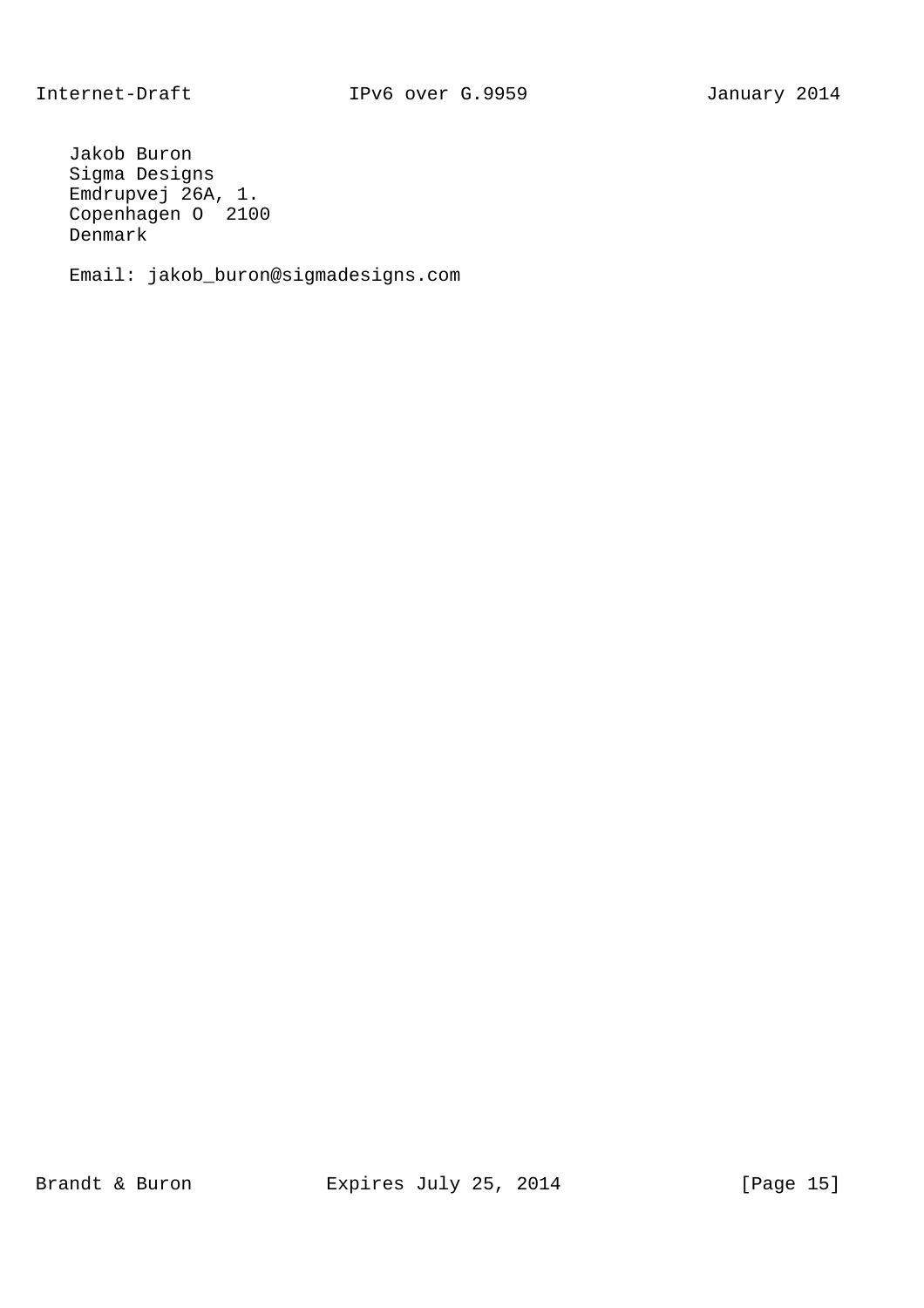Jakob Buron
Sigma Designs
Emdrupvej 26A, 1.
Copenhagen O  2100
Denmark

Email: jakob_buron@sigmadesigns.com